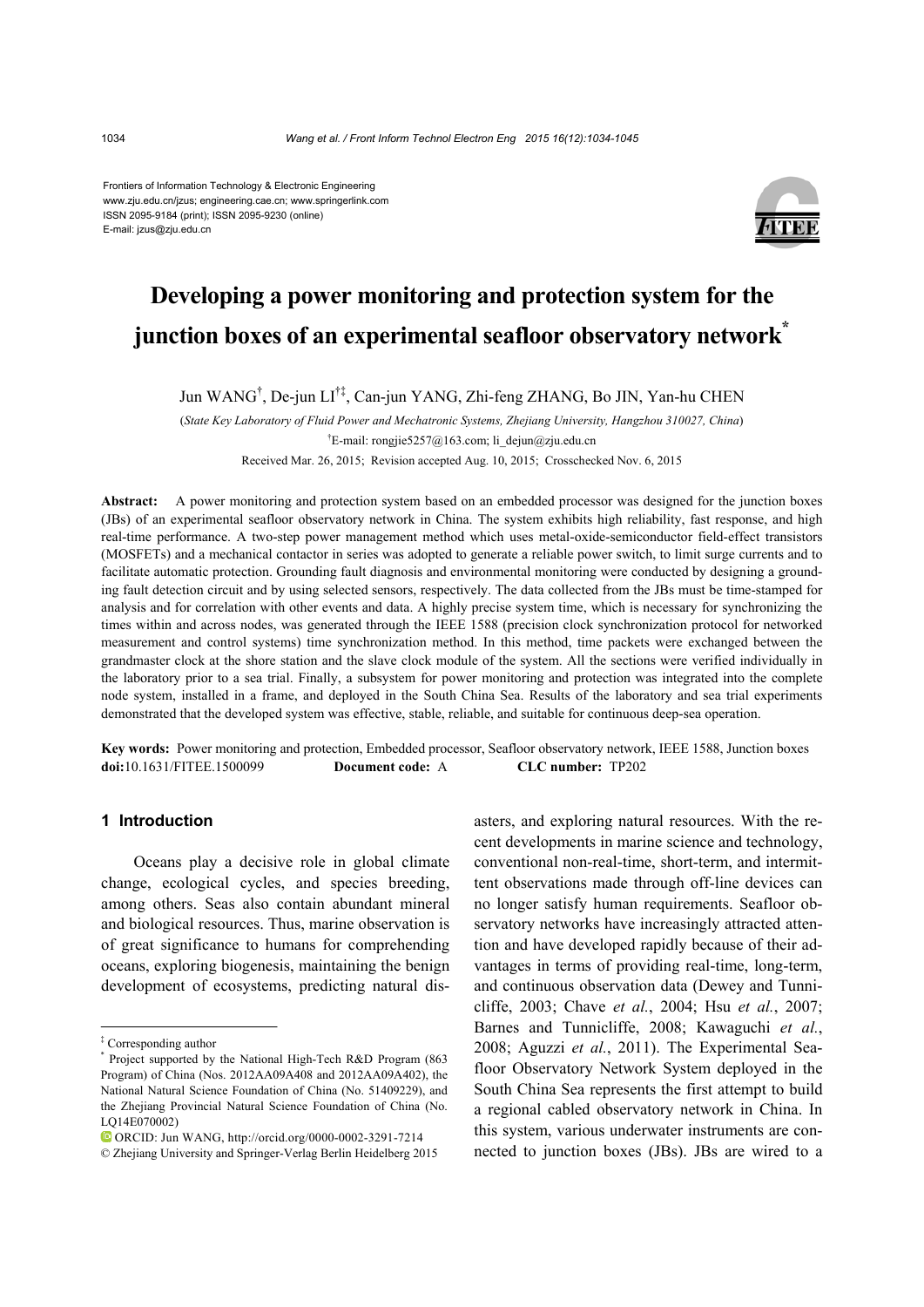Frontiers of Information Technology & Electronic Engineering
www.zju.edu.cn/jzus; engineering.cae.cn; www.springerlink.com
ISSN 2095-9184 (print); ISSN 2095-9230 (online)
E-mail: jzus@zju.edu.cn

# Developing a power monitoring and protection system for the junction boxes of an experimental seafloor observatory network*

Jun WANG†, De-jun LI†‡, Can-jun YANG, Zhi-feng ZHANG, Bo JIN, Yan-hu CHEN

(*State Key Laboratory of Fluid Power and Mechatronic Systems, Zhejiang University, Hangzhou 310027, China*)

†E-mail: rongjie5257@163.com; li_dejun@zju.edu.cn

Received Mar. 26, 2015; Revision accepted Aug. 10, 2015; Crosschecked Nov. 6, 2015

**Abstract:** A power monitoring and protection system based on an embedded processor was designed for the junction boxes (JBs) of an experimental seafloor observatory network in China. The system exhibits high reliability, fast response, and high real-time performance. A two-step power management method which uses metal-oxide-semiconductor field-effect transistors (MOSFETs) and a mechanical contactor in series was adopted to generate a reliable power switch, to limit surge currents and to facilitate automatic protection. Grounding fault diagnosis and environmental monitoring were conducted by designing a grounding fault detection circuit and by using selected sensors, respectively. The data collected from the JBs must be time-stamped for analysis and for correlation with other events and data. A highly precise system time, which is necessary for synchronizing the times within and across nodes, was generated through the IEEE 1588 (precision clock synchronization protocol for networked measurement and control systems) time synchronization method. In this method, time packets were exchanged between the grandmaster clock at the shore station and the slave clock module of the system. All the sections were verified individually in the laboratory prior to a sea trial. Finally, a subsystem for power monitoring and protection was integrated into the complete node system, installed in a frame, and deployed in the South China Sea. Results of the laboratory and sea trial experiments demonstrated that the developed system was effective, stable, reliable, and suitable for continuous deep-sea operation.

**Key words:** Power monitoring and protection, Embedded processor, Seafloor observatory network, IEEE 1588, Junction boxes

**doi:**10.1631/FITEE.1500099 **Document code:** A **CLC number:** TP202

## 1 Introduction

Oceans play a decisive role in global climate change, ecological cycles, and species breeding, among others. Seas also contain abundant mineral and biological resources. Thus, marine observation is of great significance to humans for comprehending oceans, exploring biogenesis, maintaining the benign development of ecosystems, predicting natural disasters, and exploring natural resources. With the recent developments in marine science and technology, conventional non-real-time, short-term, and intermittent observations made through off-line devices can no longer satisfy human requirements. Seafloor observatory networks have increasingly attracted attention and have developed rapidly because of their advantages in terms of providing real-time, long-term, and continuous observation data (Dewey and Tunnicliffe, 2003; Chave *et al.*, 2004; Hsu *et al.*, 2007; Barnes and Tunnicliffe, 2008; Kawaguchi *et al.*, 2008; Aguzzi *et al.*, 2011). The Experimental Seafloor Observatory Network System deployed in the South China Sea represents the first attempt to build a regional cabled observatory network in China. In this system, various underwater instruments are connected to junction boxes (JBs). JBs are wired to a

---

‡ Corresponding author

\* Project supported by the National High-Tech R&D Program (863 Program) of China (Nos. 2012AA09A408 and 2012AA09A402), the National Natural Science Foundation of China (No. 51409229), and the Zhejiang Provincial Natural Science Foundation of China (No. LQ14E070002)

ORCID: Jun WANG, http://orcid.org/0000-0002-3291-7214

© Zhejiang University and Springer-Verlag Berlin Heidelberg 2015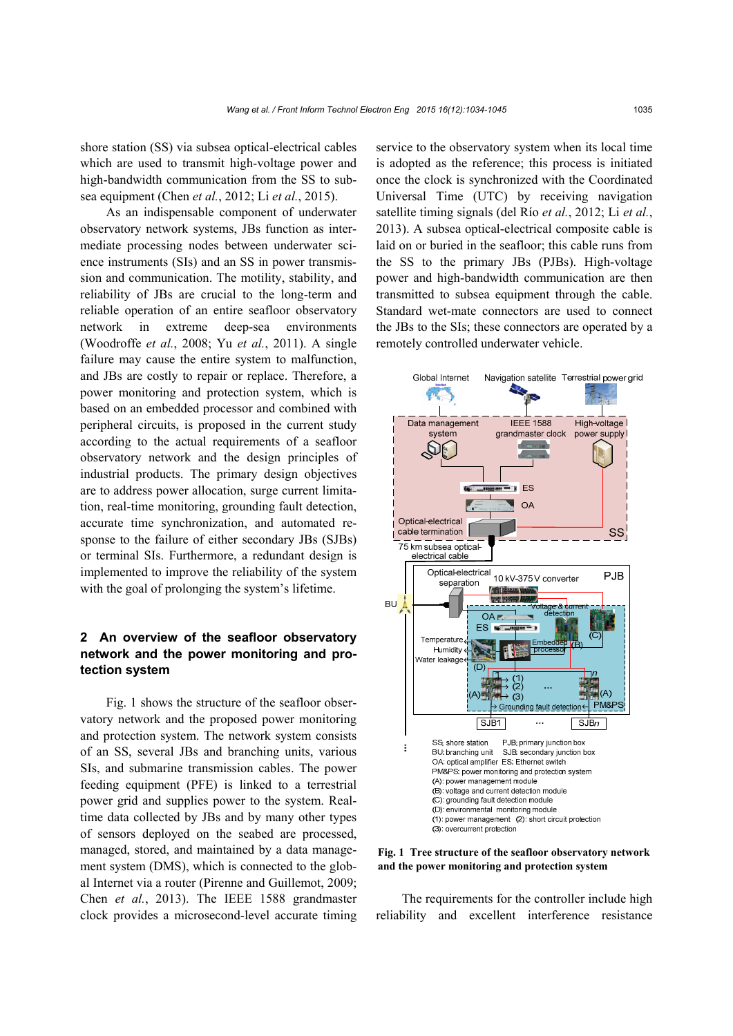shore station (SS) via subsea optical-electrical cables which are used to transmit high-voltage power and high-bandwidth communication from the SS to subsea equipment (Chen *et al.*, 2012; Li *et al.*, 2015).

As an indispensable component of underwater observatory network systems, JBs function as intermediate processing nodes between underwater science instruments (SIs) and an SS in power transmission and communication. The motility, stability, and reliability of JBs are crucial to the long-term and reliable operation of an entire seafloor observatory network in extreme deep-sea environments (Woodroffe *et al.*, 2008; Yu *et al.*, 2011). A single failure may cause the entire system to malfunction, and JBs are costly to repair or replace. Therefore, a power monitoring and protection system, which is based on an embedded processor and combined with peripheral circuits, is proposed in the current study according to the actual requirements of a seafloor observatory network and the design principles of industrial products. The primary design objectives are to address power allocation, surge current limitation, real-time monitoring, grounding fault detection, accurate time synchronization, and automated response to the failure of either secondary JBs (SJBs) or terminal SIs. Furthermore, a redundant design is implemented to improve the reliability of the system with the goal of prolonging the system's lifetime.

## 2 An overview of the seafloor observatory network and the power monitoring and protection system

Fig. 1 shows the structure of the seafloor observatory network and the proposed power monitoring and protection system. The network system consists of an SS, several JBs and branching units, various SIs, and submarine transmission cables. The power feeding equipment (PFE) is linked to a terrestrial power grid and supplies power to the system. Real-time data collected by JBs and by many other types of sensors deployed on the seabed are processed, managed, stored, and maintained by a data management system (DMS), which is connected to the global Internet via a router (Pirenne and Guillemot, 2009; Chen *et al.*, 2013). The IEEE 1588 grandmaster clock provides a microsecond-level accurate timing service to the observatory system when its local time is adopted as the reference; this process is initiated once the clock is synchronized with the Coordinated Universal Time (UTC) by receiving navigation satellite timing signals (del Río *et al.*, 2012; Li *et al.*, 2013). A subsea optical-electrical composite cable is laid on or buried in the seafloor; this cable runs from the SS to the primary JBs (PJBs). High-voltage power and high-bandwidth communication are then transmitted to subsea equipment through the cable. Standard wet-mate connectors are used to connect the JBs to the SIs; these connectors are operated by a remotely controlled underwater vehicle.

SS: shore station PJB: primary junction box
BU: branching unit SJB: secondary junction box
OA: optical amplifier ES: Ethernet switch
PM&PS: power monitoring and protection system
(A): power management module
(B): voltage and current detection module
(C): grounding fault detection module
(D): environmental monitoring module
(1): power management (2): short circuit protection
(3): overcurrent protection

**Fig. 1 Tree structure of the seafloor observatory network and the power monitoring and protection system**

The requirements for the controller include high reliability and excellent interference resistance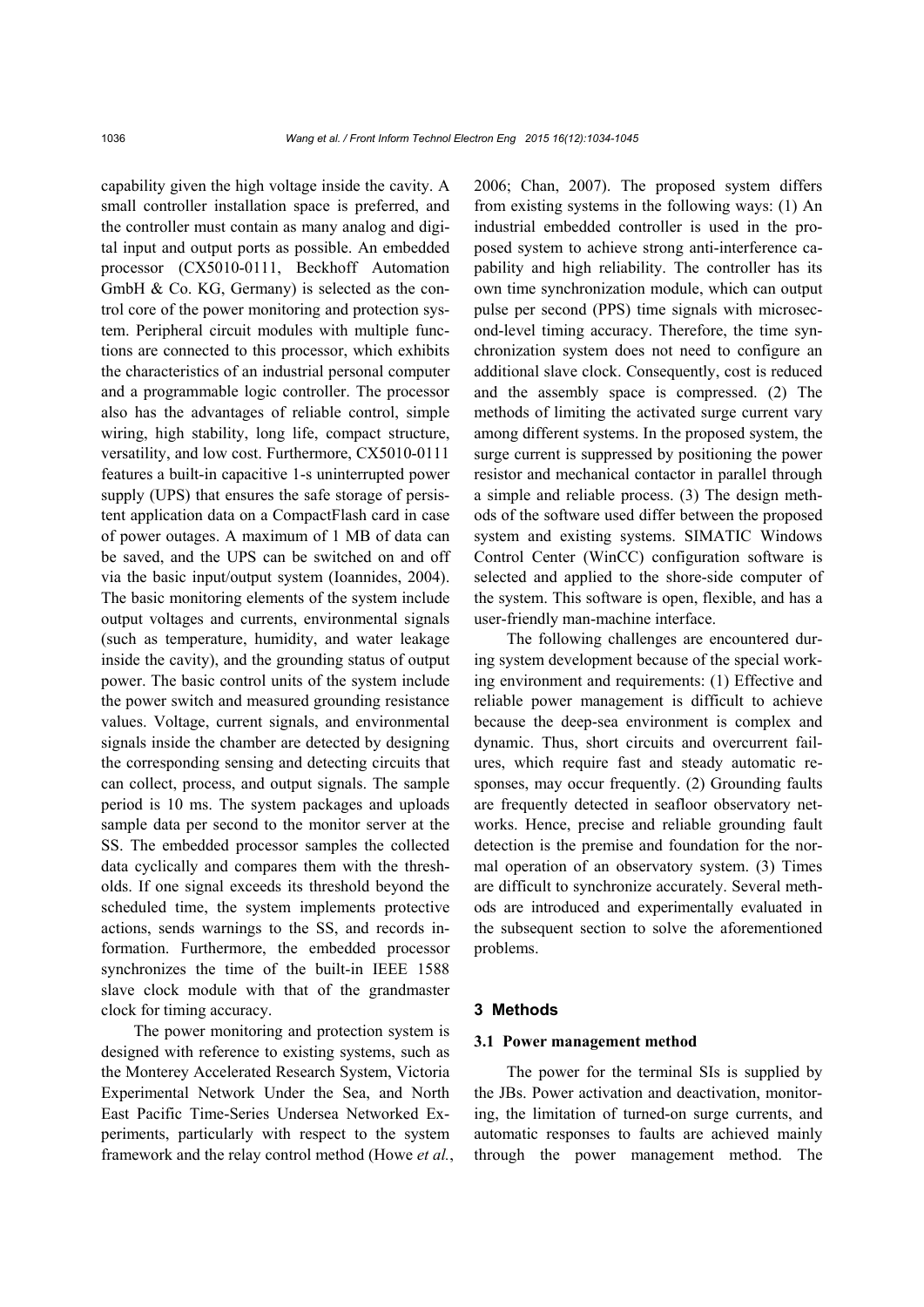capability given the high voltage inside the cavity. A small controller installation space is preferred, and the controller must contain as many analog and digital input and output ports as possible. An embedded processor (CX5010-0111, Beckhoff Automation GmbH & Co. KG, Germany) is selected as the control core of the power monitoring and protection system. Peripheral circuit modules with multiple functions are connected to this processor, which exhibits the characteristics of an industrial personal computer and a programmable logic controller. The processor also has the advantages of reliable control, simple wiring, high stability, long life, compact structure, versatility, and low cost. Furthermore, CX5010-0111 features a built-in capacitive 1-s uninterrupted power supply (UPS) that ensures the safe storage of persistent application data on a CompactFlash card in case of power outages. A maximum of 1 MB of data can be saved, and the UPS can be switched on and off via the basic input/output system (Ioannides, 2004). The basic monitoring elements of the system include output voltages and currents, environmental signals (such as temperature, humidity, and water leakage inside the cavity), and the grounding status of output power. The basic control units of the system include the power switch and measured grounding resistance values. Voltage, current signals, and environmental signals inside the chamber are detected by designing the corresponding sensing and detecting circuits that can collect, process, and output signals. The sample period is 10 ms. The system packages and uploads sample data per second to the monitor server at the SS. The embedded processor samples the collected data cyclically and compares them with the thresholds. If one signal exceeds its threshold beyond the scheduled time, the system implements protective actions, sends warnings to the SS, and records information. Furthermore, the embedded processor synchronizes the time of the built-in IEEE 1588 slave clock module with that of the grandmaster clock for timing accuracy.

The power monitoring and protection system is designed with reference to existing systems, such as the Monterey Accelerated Research System, Victoria Experimental Network Under the Sea, and North East Pacific Time-Series Undersea Networked Experiments, particularly with respect to the system framework and the relay control method (Howe *et al.*, 2006; Chan, 2007). The proposed system differs from existing systems in the following ways: (1) An industrial embedded controller is used in the proposed system to achieve strong anti-interference capability and high reliability. The controller has its own time synchronization module, which can output pulse per second (PPS) time signals with microsecond-level timing accuracy. Therefore, the time synchronization system does not need to configure an additional slave clock. Consequently, cost is reduced and the assembly space is compressed. (2) The methods of limiting the activated surge current vary among different systems. In the proposed system, the surge current is suppressed by positioning the power resistor and mechanical contactor in parallel through a simple and reliable process. (3) The design methods of the software used differ between the proposed system and existing systems. SIMATIC Windows Control Center (WinCC) configuration software is selected and applied to the shore-side computer of the system. This software is open, flexible, and has a user-friendly man-machine interface.

The following challenges are encountered during system development because of the special working environment and requirements: (1) Effective and reliable power management is difficult to achieve because the deep-sea environment is complex and dynamic. Thus, short circuits and overcurrent failures, which require fast and steady automatic responses, may occur frequently. (2) Grounding faults are frequently detected in seafloor observatory networks. Hence, precise and reliable grounding fault detection is the premise and foundation for the normal operation of an observatory system. (3) Times are difficult to synchronize accurately. Several methods are introduced and experimentally evaluated in the subsequent section to solve the aforementioned problems.

## 3 Methods

### 3.1 Power management method

The power for the terminal SIs is supplied by the JBs. Power activation and deactivation, monitoring, the limitation of turned-on surge currents, and automatic responses to faults are achieved mainly through the power management method. The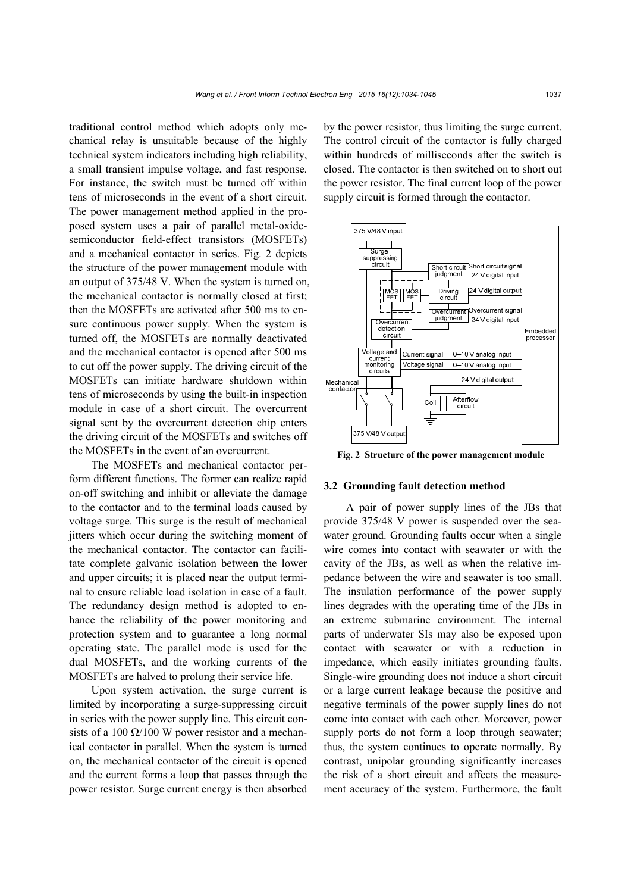traditional control method which adopts only mechanical relay is unsuitable because of the highly technical system indicators including high reliability, a small transient impulse voltage, and fast response. For instance, the switch must be turned off within tens of microseconds in the event of a short circuit. The power management method applied in the proposed system uses a pair of parallel metal-oxide-semiconductor field-effect transistors (MOSFETs) and a mechanical contactor in series. Fig. 2 depicts the structure of the power management module with an output of 375/48 V. When the system is turned on, the mechanical contactor is normally closed at first; then the MOSFETs are activated after 500 ms to ensure continuous power supply. When the system is turned off, the MOSFETs are normally deactivated and the mechanical contactor is opened after 500 ms to cut off the power supply. The driving circuit of the MOSFETs can initiate hardware shutdown within tens of microseconds by using the built-in inspection module in case of a short circuit. The overcurrent signal sent by the overcurrent detection chip enters the driving circuit of the MOSFETs and switches off the MOSFETs in the event of an overcurrent.

The MOSFETs and mechanical contactor perform different functions. The former can realize rapid on-off switching and inhibit or alleviate the damage to the contactor and to the terminal loads caused by voltage surge. This surge is the result of mechanical jitters which occur during the switching moment of the mechanical contactor. The contactor can facilitate complete galvanic isolation between the lower and upper circuits; it is placed near the output terminal to ensure reliable load isolation in case of a fault. The redundancy design method is adopted to enhance the reliability of the power monitoring and protection system and to guarantee a long normal operating state. The parallel mode is used for the dual MOSFETs, and the working currents of the MOSFETs are halved to prolong their service life.

Upon system activation, the surge current is limited by incorporating a surge-suppressing circuit in series with the power supply line. This circuit consists of a 100 Ω/100 W power resistor and a mechanical contactor in parallel. When the system is turned on, the mechanical contactor of the circuit is opened and the current forms a loop that passes through the power resistor. Surge current energy is then absorbed by the power resistor, thus limiting the surge current. The control circuit of the contactor is fully charged within hundreds of milliseconds after the switch is closed. The contactor is then switched on to short out the power resistor. The final current loop of the power supply circuit is formed through the contactor.

375 V/48 V input
Surge-suppressing circuit
Short circuit judgment
Short circuit signal
24 V digital input
MOS FET
MOS FET
Driving circuit
24 V digital output
Overcurrent judgment
Overcurrent signal
24 V digital input
Overcurrent detection circuit
Embedded processor
Voltage and current monitoring circuits
Current signal
0–10 V analog input
Voltage signal
0–10 V analog input
Mechanical contactor
24 V digital output
Coil
Afterflow circuit
375 V/48 V output

**Fig. 2 Structure of the power management module**

### 3.2 Grounding fault detection method

A pair of power supply lines of the JBs that provide 375/48 V power is suspended over the seawater ground. Grounding faults occur when a single wire comes into contact with seawater or with the cavity of the JBs, as well as when the relative impedance between the wire and seawater is too small. The insulation performance of the power supply lines degrades with the operating time of the JBs in an extreme submarine environment. The internal parts of underwater SIs may also be exposed upon contact with seawater or with a reduction in impedance, which easily initiates grounding faults. Single-wire grounding does not induce a short circuit or a large current leakage because the positive and negative terminals of the power supply lines do not come into contact with each other. Moreover, power supply ports do not form a loop through seawater; thus, the system continues to operate normally. By contrast, unipolar grounding significantly increases the risk of a short circuit and affects the measurement accuracy of the system. Furthermore, the fault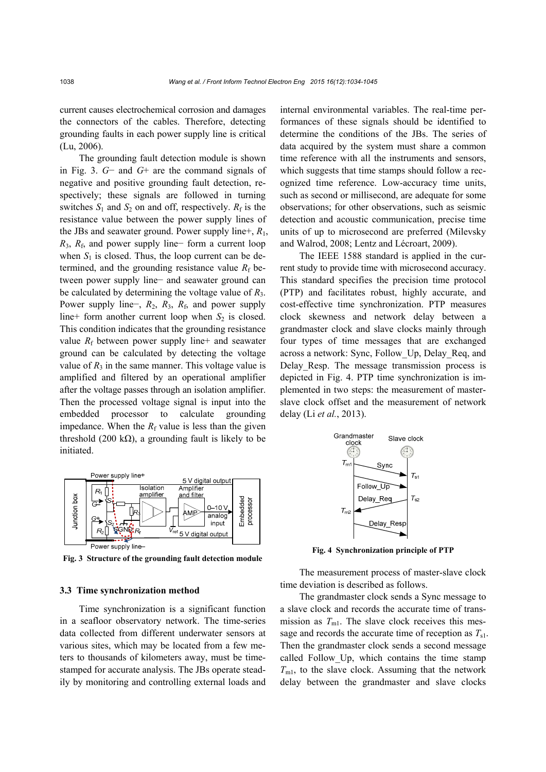current causes electrochemical corrosion and damages the connectors of the cables. Therefore, detecting grounding faults in each power supply line is critical (Lu, 2006).

The grounding fault detection module is shown in Fig. 3. $G-$ and $G+$ are the command signals of negative and positive grounding fault detection, respectively; these signals are followed in turning switches $S_1$ and $S_2$ on and off, respectively. $R_f$ is the resistance value between the power supply lines of the JBs and seawater ground. Power supply line+, $R_1$, $R_3$, $R_f$, and power supply line− form a current loop when $S_1$ is closed. Thus, the loop current can be determined, and the grounding resistance value $R_f$ between power supply line− and seawater ground can be calculated by determining the voltage value of $R_3$. Power supply line−, $R_2$, $R_3$, $R_f$, and power supply line+ form another current loop when $S_2$ is closed. This condition indicates that the grounding resistance value $R_f$ between power supply line+ and seawater ground can be calculated by detecting the voltage value of $R_3$ in the same manner. This voltage value is amplified and filtered by an operational amplifier after the voltage passes through an isolation amplifier. Then the processed voltage signal is input into the embedded processor to calculate grounding impedance. When the $R_f$ value is less than the given threshold (200 kΩ), a grounding fault is likely to be initiated.

**Fig. 3 Structure of the grounding fault detection module**

### 3.3 Time synchronization method

Time synchronization is a significant function in a seafloor observatory network. The time-series data collected from different underwater sensors at various sites, which may be located from a few meters to thousands of kilometers away, must be time-stamped for accurate analysis. The JBs operate steadily by monitoring and controlling external loads and internal environmental variables. The real-time performances of these signals should be identified to determine the conditions of the JBs. The series of data acquired by the system must share a common time reference with all the instruments and sensors, which suggests that time stamps should follow a recognized time reference. Low-accuracy time units, such as second or millisecond, are adequate for some observations; for other observations, such as seismic detection and acoustic communication, precise time units of up to microsecond are preferred (Milevsky and Walrod, 2008; Lentz and Lécroart, 2009).

The IEEE 1588 standard is applied in the current study to provide time with microsecond accuracy. This standard specifies the precision time protocol (PTP) and facilitates robust, highly accurate, and cost-effective time synchronization. PTP measures clock skewness and network delay between a grandmaster clock and slave clocks mainly through four types of time messages that are exchanged across a network: Sync, Follow_Up, Delay_Req, and Delay_Resp. The message transmission process is depicted in Fig. 4. PTP time synchronization is implemented in two steps: the measurement of master-slave clock offset and the measurement of network delay (Li *et al.*, 2013).

**Fig. 4 Synchronization principle of PTP**

The measurement process of master-slave clock time deviation is described as follows.

The grandmaster clock sends a Sync message to a slave clock and records the accurate time of transmission as $T_{m1}$. The slave clock receives this message and records the accurate time of reception as $T_{s1}$. Then the grandmaster clock sends a second message called Follow_Up, which contains the time stamp $T_{m1}$, to the slave clock. Assuming that the network delay between the grandmaster and slave clocks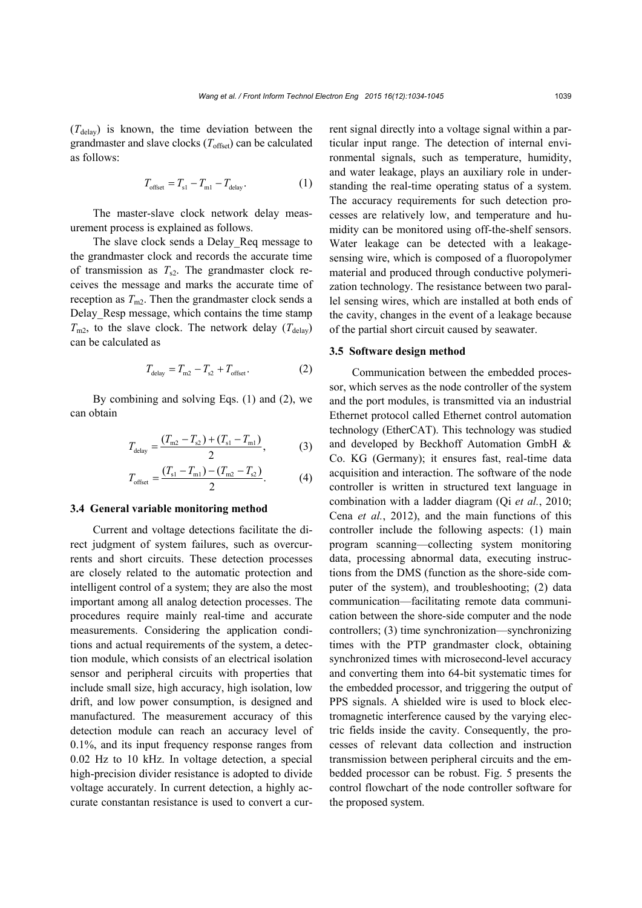($T_{\text{delay}}$) is known, the time deviation between the grandmaster and slave clocks ($T_{\text{offset}}$) can be calculated as follows:

$$T_{\text{offset}} = T_{\text{s1}} - T_{\text{m1}} - T_{\text{delay}}. \tag{1}$$

The master-slave clock network delay measurement process is explained as follows.

The slave clock sends a Delay_Req message to the grandmaster clock and records the accurate time of transmission as $T_{\text{s2}}$. The grandmaster clock receives the message and marks the accurate time of reception as $T_{\text{m2}}$. Then the grandmaster clock sends a Delay_Resp message, which contains the time stamp $T_{\text{m2}}$, to the slave clock. The network delay ($T_{\text{delay}}$) can be calculated as

$$T_{\text{delay}} = T_{\text{m2}} - T_{\text{s2}} + T_{\text{offset}}. \tag{2}$$

By combining and solving Eqs. (1) and (2), we can obtain

$$T_{\text{delay}} = \frac{(T_{\text{m2}} - T_{\text{s2}}) + (T_{\text{s1}} - T_{\text{m1}})}{2}, \tag{3}$$

$$T_{\text{offset}} = \frac{(T_{\text{s1}} - T_{\text{m1}}) - (T_{\text{m2}} - T_{\text{s2}})}{2}. \tag{4}$$

### 3.4 General variable monitoring method

Current and voltage detections facilitate the direct judgment of system failures, such as overcurrents and short circuits. These detection processes are closely related to the automatic protection and intelligent control of a system; they are also the most important among all analog detection processes. The procedures require mainly real-time and accurate measurements. Considering the application conditions and actual requirements of the system, a detection module, which consists of an electrical isolation sensor and peripheral circuits with properties that include small size, high accuracy, high isolation, low drift, and low power consumption, is designed and manufactured. The measurement accuracy of this detection module can reach an accuracy level of 0.1%, and its input frequency response ranges from 0.02 Hz to 10 kHz. In voltage detection, a special high-precision divider resistance is adopted to divide voltage accurately. In current detection, a highly accurate constantan resistance is used to convert a current signal directly into a voltage signal within a particular input range. The detection of internal environmental signals, such as temperature, humidity, and water leakage, plays an auxiliary role in understanding the real-time operating status of a system. The accuracy requirements for such detection processes are relatively low, and temperature and humidity can be monitored using off-the-shelf sensors. Water leakage can be detected with a leakage-sensing wire, which is composed of a fluoropolymer material and produced through conductive polymerization technology. The resistance between two parallel sensing wires, which are installed at both ends of the cavity, changes in the event of a leakage because of the partial short circuit caused by seawater.

### 3.5 Software design method

Communication between the embedded processor, which serves as the node controller of the system and the port modules, is transmitted via an industrial Ethernet protocol called Ethernet control automation technology (EtherCAT). This technology was studied and developed by Beckhoff Automation GmbH & Co. KG (Germany); it ensures fast, real-time data acquisition and interaction. The software of the node controller is written in structured text language in combination with a ladder diagram (Qi *et al.*, 2010; Cena *et al.*, 2012), and the main functions of this controller include the following aspects: (1) main program scanning—collecting system monitoring data, processing abnormal data, executing instructions from the DMS (function as the shore-side computer of the system), and troubleshooting; (2) data communication—facilitating remote data communication between the shore-side computer and the node controllers; (3) time synchronization—synchronizing times with the PTP grandmaster clock, obtaining synchronized times with microsecond-level accuracy and converting them into 64-bit systematic times for the embedded processor, and triggering the output of PPS signals. A shielded wire is used to block electromagnetic interference caused by the varying electric fields inside the cavity. Consequently, the processes of relevant data collection and instruction transmission between peripheral circuits and the embedded processor can be robust. Fig. 5 presents the control flowchart of the node controller software for the proposed system.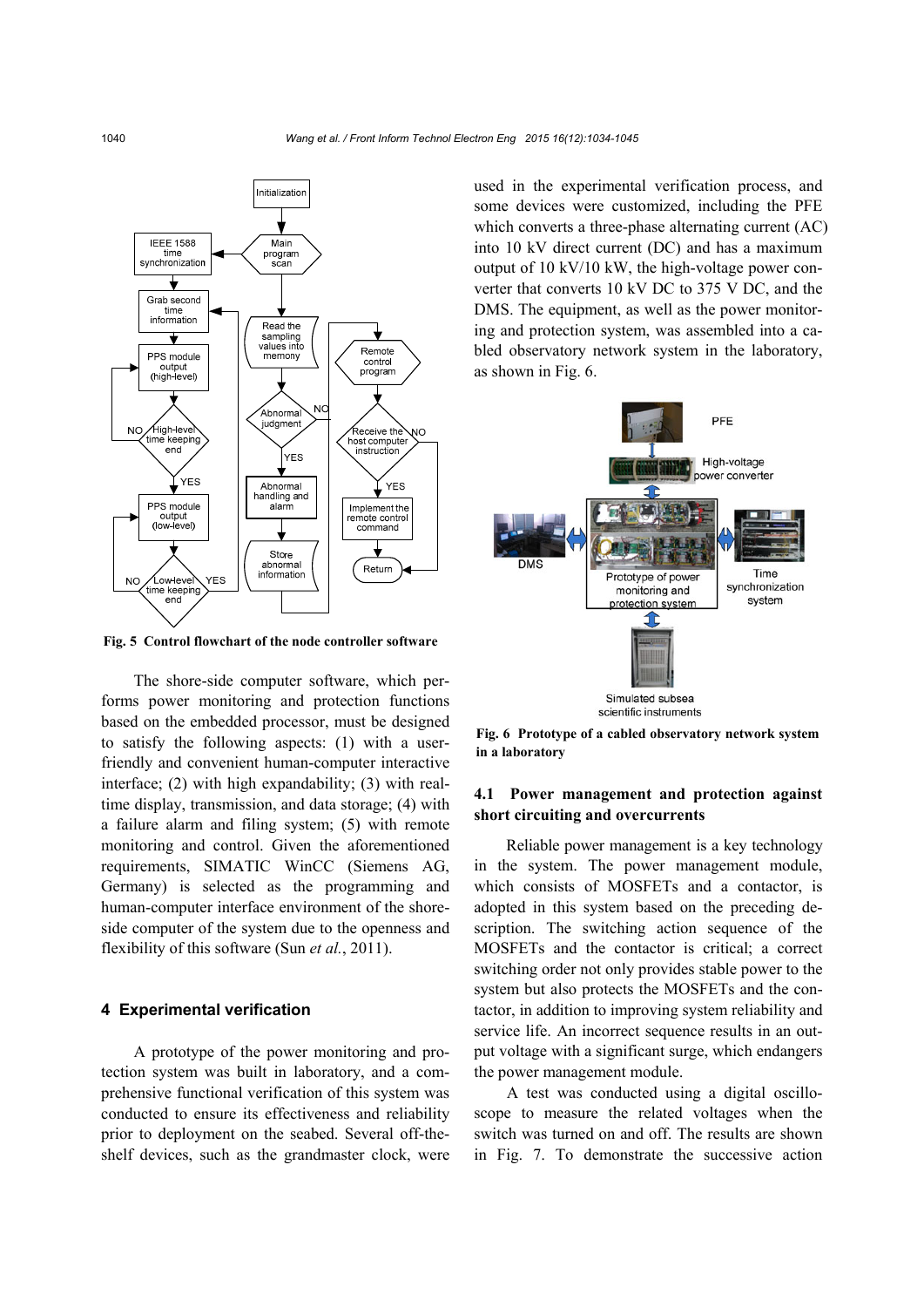Fig. 5 Control flowchart of the node controller software

The shore-side computer software, which performs power monitoring and protection functions based on the embedded processor, must be designed to satisfy the following aspects: (1) with a user-friendly and convenient human-computer interactive interface; (2) with high expandability; (3) with real-time display, transmission, and data storage; (4) with a failure alarm and filing system; (5) with remote monitoring and control. Given the aforementioned requirements, SIMATIC WinCC (Siemens AG, Germany) is selected as the programming and human-computer interface environment of the shore-side computer of the system due to the openness and flexibility of this software (Sun *et al.*, 2011).

## 4 Experimental verification

A prototype of the power monitoring and protection system was built in laboratory, and a comprehensive functional verification of this system was conducted to ensure its effectiveness and reliability prior to deployment on the seabed. Several off-the-shelf devices, such as the grandmaster clock, were used in the experimental verification process, and some devices were customized, including the PFE which converts a three-phase alternating current (AC) into 10 kV direct current (DC) and has a maximum output of 10 kV/10 kW, the high-voltage power converter that converts 10 kV DC to 375 V DC, and the DMS. The equipment, as well as the power monitoring and protection system, was assembled into a cabled observatory network system in the laboratory, as shown in Fig. 6.

Fig. 6 Prototype of a cabled observatory network system in a laboratory

### 4.1 Power management and protection against short circuiting and overcurrents

Reliable power management is a key technology in the system. The power management module, which consists of MOSFETs and a contactor, is adopted in this system based on the preceding description. The switching action sequence of the MOSFETs and the contactor is critical; a correct switching order not only provides stable power to the system but also protects the MOSFETs and the contactor, in addition to improving system reliability and service life. An incorrect sequence results in an output voltage with a significant surge, which endangers the power management module.

A test was conducted using a digital oscilloscope to measure the related voltages when the switch was turned on and off. The results are shown in Fig. 7. To demonstrate the successive action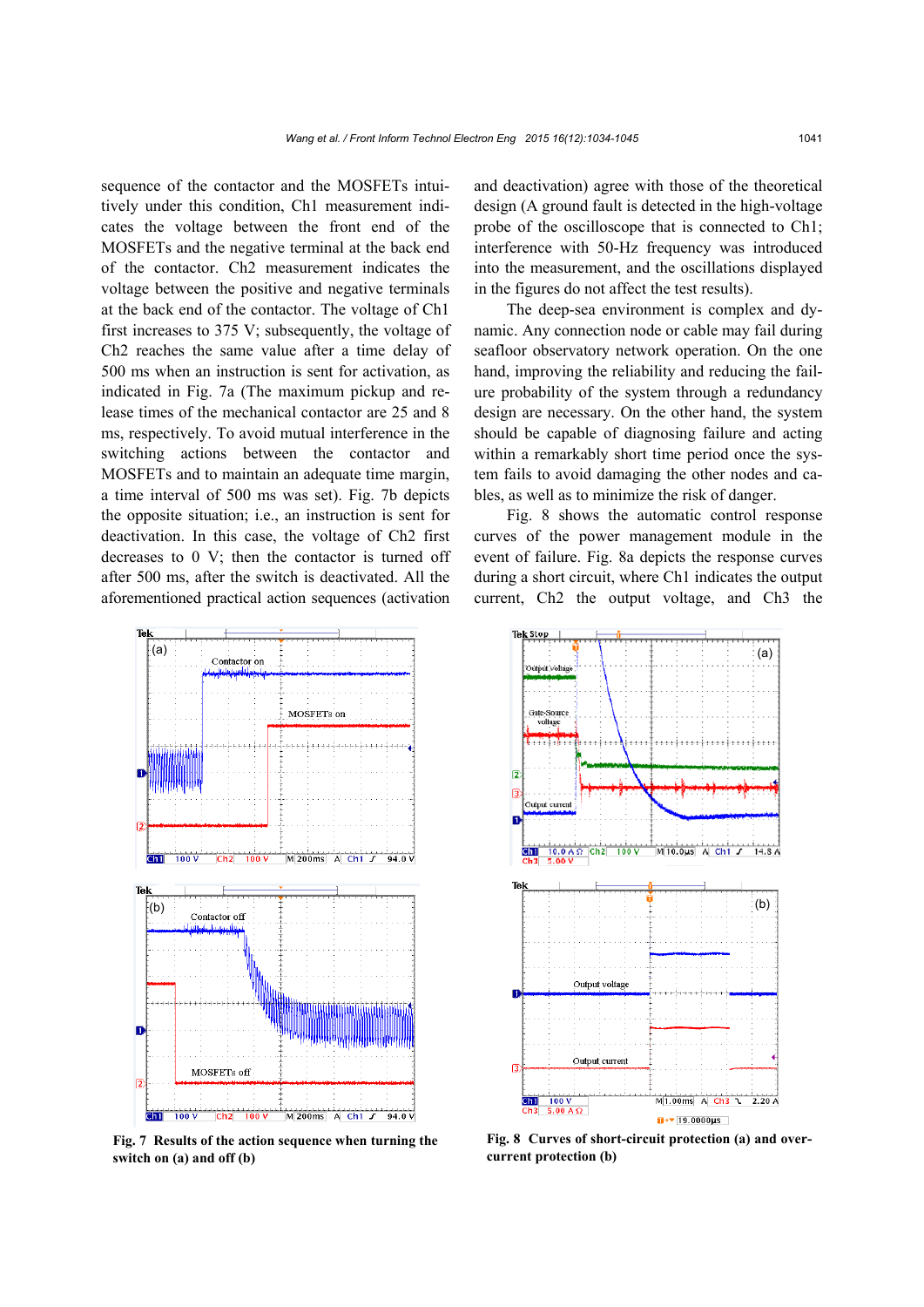sequence of the contactor and the MOSFETs intuitively under this condition, Ch1 measurement indicates the voltage between the front end of the MOSFETs and the negative terminal at the back end of the contactor. Ch2 measurement indicates the voltage between the positive and negative terminals at the back end of the contactor. The voltage of Ch1 first increases to 375 V; subsequently, the voltage of Ch2 reaches the same value after a time delay of 500 ms when an instruction is sent for activation, as indicated in Fig. 7a (The maximum pickup and release times of the mechanical contactor are 25 and 8 ms, respectively. To avoid mutual interference in the switching actions between the contactor and MOSFETs and to maintain an adequate time margin, a time interval of 500 ms was set). Fig. 7b depicts the opposite situation; i.e., an instruction is sent for deactivation. In this case, the voltage of Ch2 first decreases to 0 V; then the contactor is turned off after 500 ms, after the switch is deactivated. All the aforementioned practical action sequences (activation and deactivation) agree with those of the theoretical design (A ground fault is detected in the high-voltage probe of the oscilloscope that is connected to Ch1; interference with 50-Hz frequency was introduced into the measurement, and the oscillations displayed in the figures do not affect the test results).

The deep-sea environment is complex and dynamic. Any connection node or cable may fail during seafloor observatory network operation. On the one hand, improving the reliability and reducing the failure probability of the system through a redundancy design are necessary. On the other hand, the system should be capable of diagnosing failure and acting within a remarkably short time period once the system fails to avoid damaging the other nodes and cables, as well as to minimize the risk of danger.

Fig. 8 shows the automatic control response curves of the power management module in the event of failure. Fig. 8a depicts the response curves during a short circuit, where Ch1 indicates the output current, Ch2 the output voltage, and Ch3 the

**Fig. 7 Results of the action sequence when turning the switch on (a) and off (b)**

**Fig. 8 Curves of short-circuit protection (a) and over-current protection (b)**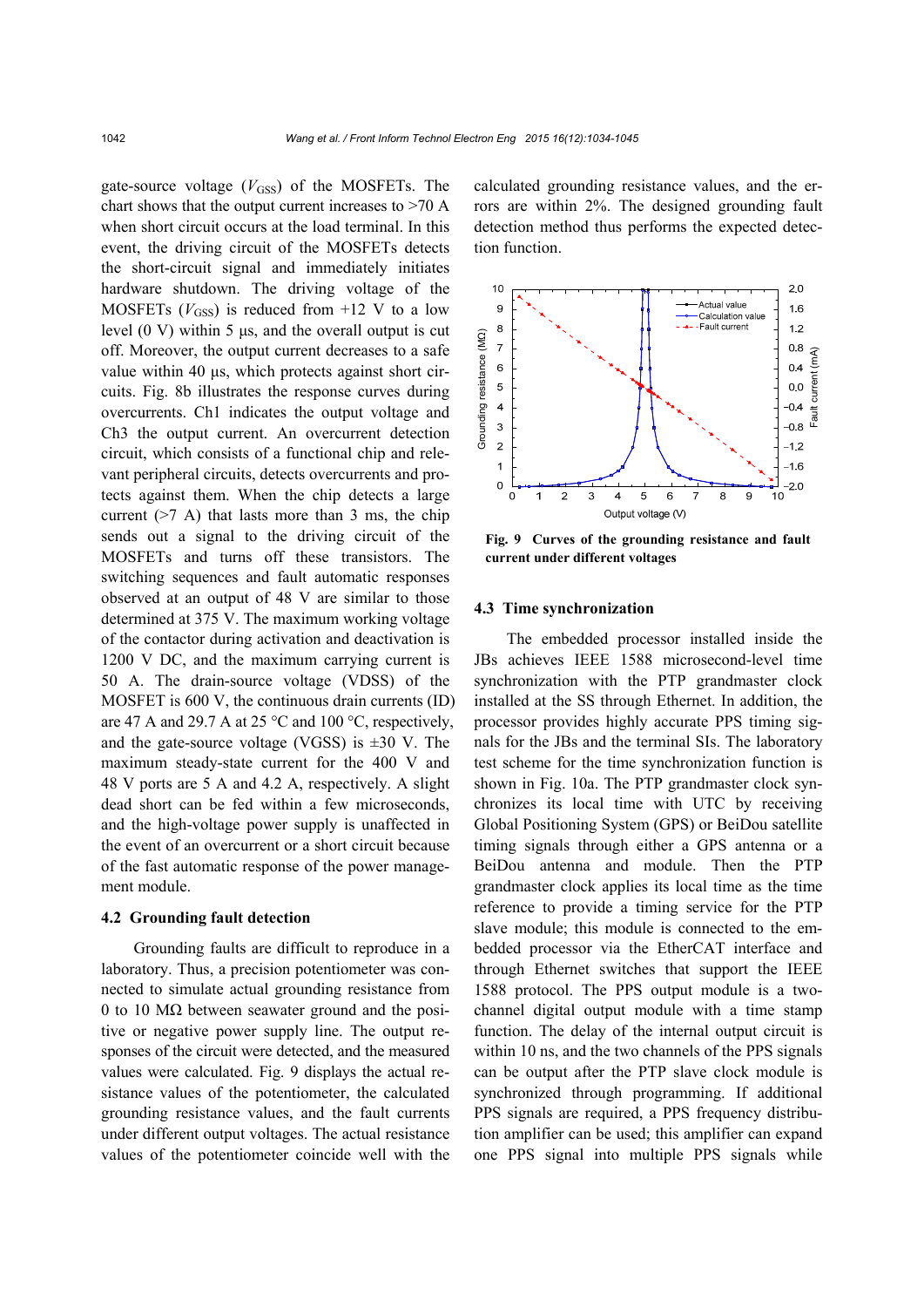gate-source voltage ($V_{GSS}$) of the MOSFETs. The chart shows that the output current increases to >70 A when short circuit occurs at the load terminal. In this event, the driving circuit of the MOSFETs detects the short-circuit signal and immediately initiates hardware shutdown. The driving voltage of the MOSFETs ($V_{GSS}$) is reduced from +12 V to a low level (0 V) within 5 μs, and the overall output is cut off. Moreover, the output current decreases to a safe value within 40 μs, which protects against short circuits. Fig. 8b illustrates the response curves during overcurrents. Ch1 indicates the output voltage and Ch3 the output current. An overcurrent detection circuit, which consists of a functional chip and relevant peripheral circuits, detects overcurrents and protects against them. When the chip detects a large current (>7 A) that lasts more than 3 ms, the chip sends out a signal to the driving circuit of the MOSFETs and turns off these transistors. The switching sequences and fault automatic responses observed at an output of 48 V are similar to those determined at 375 V. The maximum working voltage of the contactor during activation and deactivation is 1200 V DC, and the maximum carrying current is 50 A. The drain-source voltage (VDSS) of the MOSFET is 600 V, the continuous drain currents (ID) are 47 A and 29.7 A at 25 °C and 100 °C, respectively, and the gate-source voltage (VGSS) is ±30 V. The maximum steady-state current for the 400 V and 48 V ports are 5 A and 4.2 A, respectively. A slight dead short can be fed within a few microseconds, and the high-voltage power supply is unaffected in the event of an overcurrent or a short circuit because of the fast automatic response of the power management module.

### 4.2 Grounding fault detection

Grounding faults are difficult to reproduce in a laboratory. Thus, a precision potentiometer was connected to simulate actual grounding resistance from 0 to 10 MΩ between seawater ground and the positive or negative power supply line. The output responses of the circuit were detected, and the measured values were calculated. Fig. 9 displays the actual resistance values of the potentiometer, the calculated grounding resistance values, and the fault currents under different output voltages. The actual resistance values of the potentiometer coincide well with the calculated grounding resistance values, and the errors are within 2%. The designed grounding fault detection method thus performs the expected detection function.

**Fig. 9 Curves of the grounding resistance and fault current under different voltages**

### 4.3 Time synchronization

The embedded processor installed inside the JBs achieves IEEE 1588 microsecond-level time synchronization with the PTP grandmaster clock installed at the SS through Ethernet. In addition, the processor provides highly accurate PPS timing signals for the JBs and the terminal SIs. The laboratory test scheme for the time synchronization function is shown in Fig. 10a. The PTP grandmaster clock synchronizes its local time with UTC by receiving Global Positioning System (GPS) or BeiDou satellite timing signals through either a GPS antenna or a BeiDou antenna and module. Then the PTP grandmaster clock applies its local time as the time reference to provide a timing service for the PTP slave module; this module is connected to the embedded processor via the EtherCAT interface and through Ethernet switches that support the IEEE 1588 protocol. The PPS output module is a two-channel digital output module with a time stamp function. The delay of the internal output circuit is within 10 ns, and the two channels of the PPS signals can be output after the PTP slave clock module is synchronized through programming. If additional PPS signals are required, a PPS frequency distribution amplifier can be used; this amplifier can expand one PPS signal into multiple PPS signals while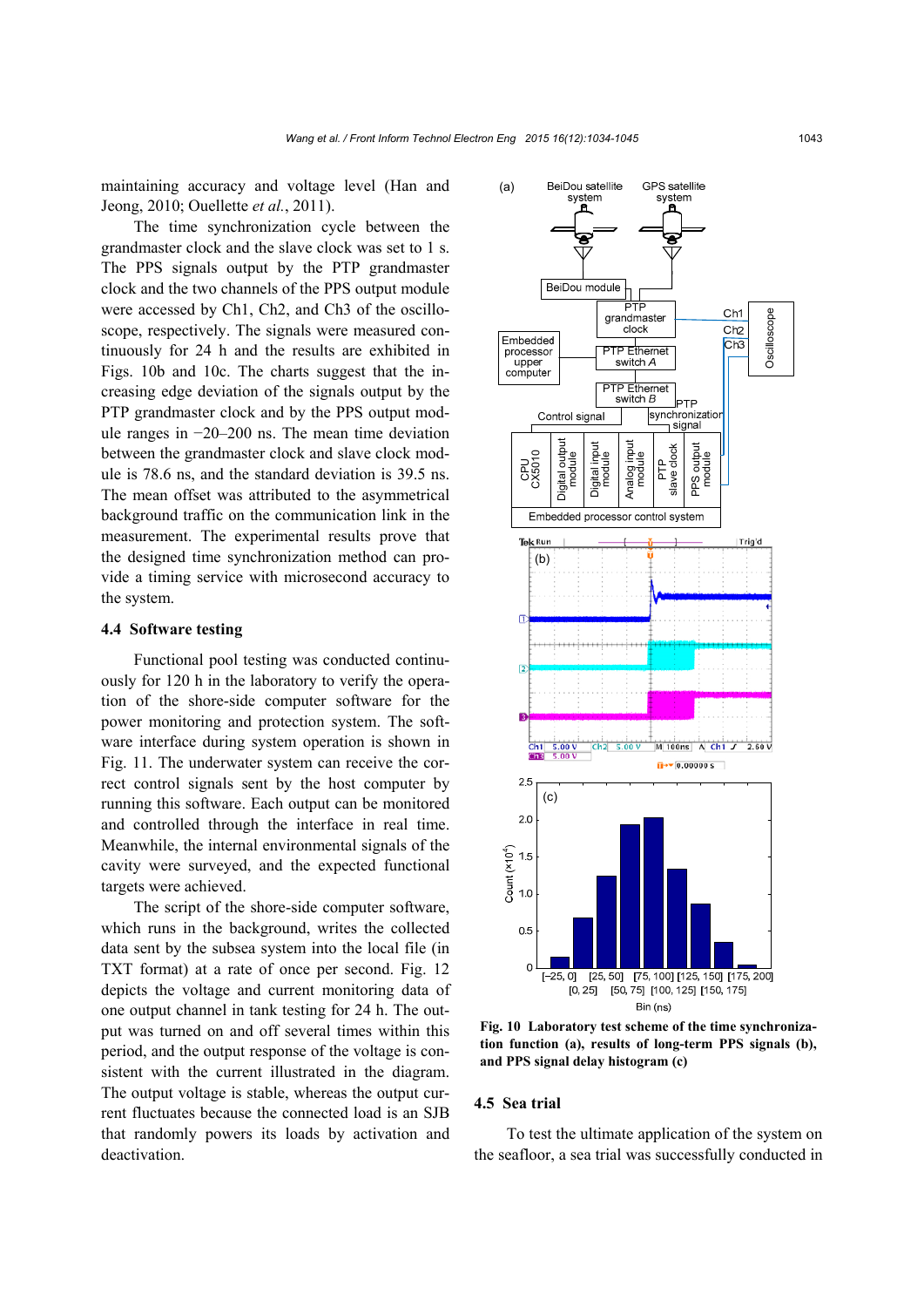maintaining accuracy and voltage level (Han and Jeong, 2010; Ouellette *et al.*, 2011).

The time synchronization cycle between the grandmaster clock and the slave clock was set to 1 s. The PPS signals output by the PTP grandmaster clock and the two channels of the PPS output module were accessed by Ch1, Ch2, and Ch3 of the oscilloscope, respectively. The signals were measured continuously for 24 h and the results are exhibited in Figs. 10b and 10c. The charts suggest that the increasing edge deviation of the signals output by the PTP grandmaster clock and by the PPS output module ranges in −20–200 ns. The mean time deviation between the grandmaster clock and slave clock module is 78.6 ns, and the standard deviation is 39.5 ns. The mean offset was attributed to the asymmetrical background traffic on the communication link in the measurement. The experimental results prove that the designed time synchronization method can provide a timing service with microsecond accuracy to the system.

### 4.4 Software testing

Functional pool testing was conducted continuously for 120 h in the laboratory to verify the operation of the shore-side computer software for the power monitoring and protection system. The software interface during system operation is shown in Fig. 11. The underwater system can receive the correct control signals sent by the host computer by running this software. Each output can be monitored and controlled through the interface in real time. Meanwhile, the internal environmental signals of the cavity were surveyed, and the expected functional targets were achieved.

The script of the shore-side computer software, which runs in the background, writes the collected data sent by the subsea system into the local file (in TXT format) at a rate of once per second. Fig. 12 depicts the voltage and current monitoring data of one output channel in tank testing for 24 h. The output was turned on and off several times within this period, and the output response of the voltage is consistent with the current illustrated in the diagram. The output voltage is stable, whereas the output current fluctuates because the connected load is an SJB that randomly powers its loads by activation and deactivation.

**Fig. 10 Laboratory test scheme of the time synchronization function (a), results of long-term PPS signals (b), and PPS signal delay histogram (c)**

### 4.5 Sea trial

To test the ultimate application of the system on the seafloor, a sea trial was successfully conducted in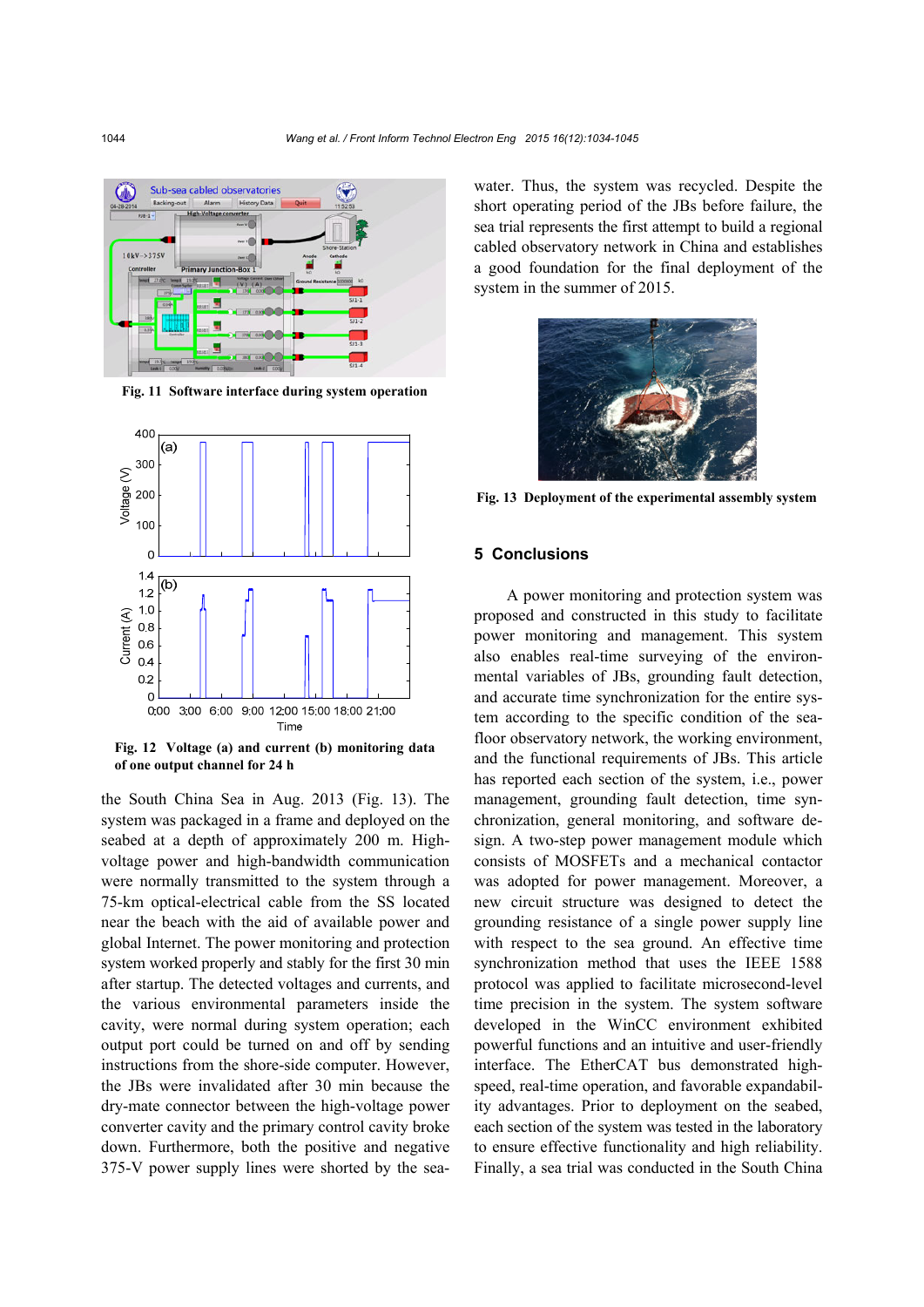Fig. 11 Software interface during system operation

Fig. 12 Voltage (a) and current (b) monitoring data of one output channel for 24 h

the South China Sea in Aug. 2013 (Fig. 13). The system was packaged in a frame and deployed on the seabed at a depth of approximately 200 m. High-voltage power and high-bandwidth communication were normally transmitted to the system through a 75-km optical-electrical cable from the SS located near the beach with the aid of available power and global Internet. The power monitoring and protection system worked properly and stably for the first 30 min after startup. The detected voltages and currents, and the various environmental parameters inside the cavity, were normal during system operation; each output port could be turned on and off by sending instructions from the shore-side computer. However, the JBs were invalidated after 30 min because the dry-mate connector between the high-voltage power converter cavity and the primary control cavity broke down. Furthermore, both the positive and negative 375-V power supply lines were shorted by the seawater. Thus, the system was recycled. Despite the short operating period of the JBs before failure, the sea trial represents the first attempt to build a regional cabled observatory network in China and establishes a good foundation for the final deployment of the system in the summer of 2015.

Fig. 13 Deployment of the experimental assembly system

## 5 Conclusions

A power monitoring and protection system was proposed and constructed in this study to facilitate power monitoring and management. This system also enables real-time surveying of the environmental variables of JBs, grounding fault detection, and accurate time synchronization for the entire system according to the specific condition of the seafloor observatory network, the working environment, and the functional requirements of JBs. This article has reported each section of the system, i.e., power management, grounding fault detection, time synchronization, general monitoring, and software design. A two-step power management module which consists of MOSFETs and a mechanical contactor was adopted for power management. Moreover, a new circuit structure was designed to detect the grounding resistance of a single power supply line with respect to the sea ground. An effective time synchronization method that uses the IEEE 1588 protocol was applied to facilitate microsecond-level time precision in the system. The system software developed in the WinCC environment exhibited powerful functions and an intuitive and user-friendly interface. The EtherCAT bus demonstrated high-speed, real-time operation, and favorable expandability advantages. Prior to deployment on the seabed, each section of the system was tested in the laboratory to ensure effective functionality and high reliability. Finally, a sea trial was conducted in the South China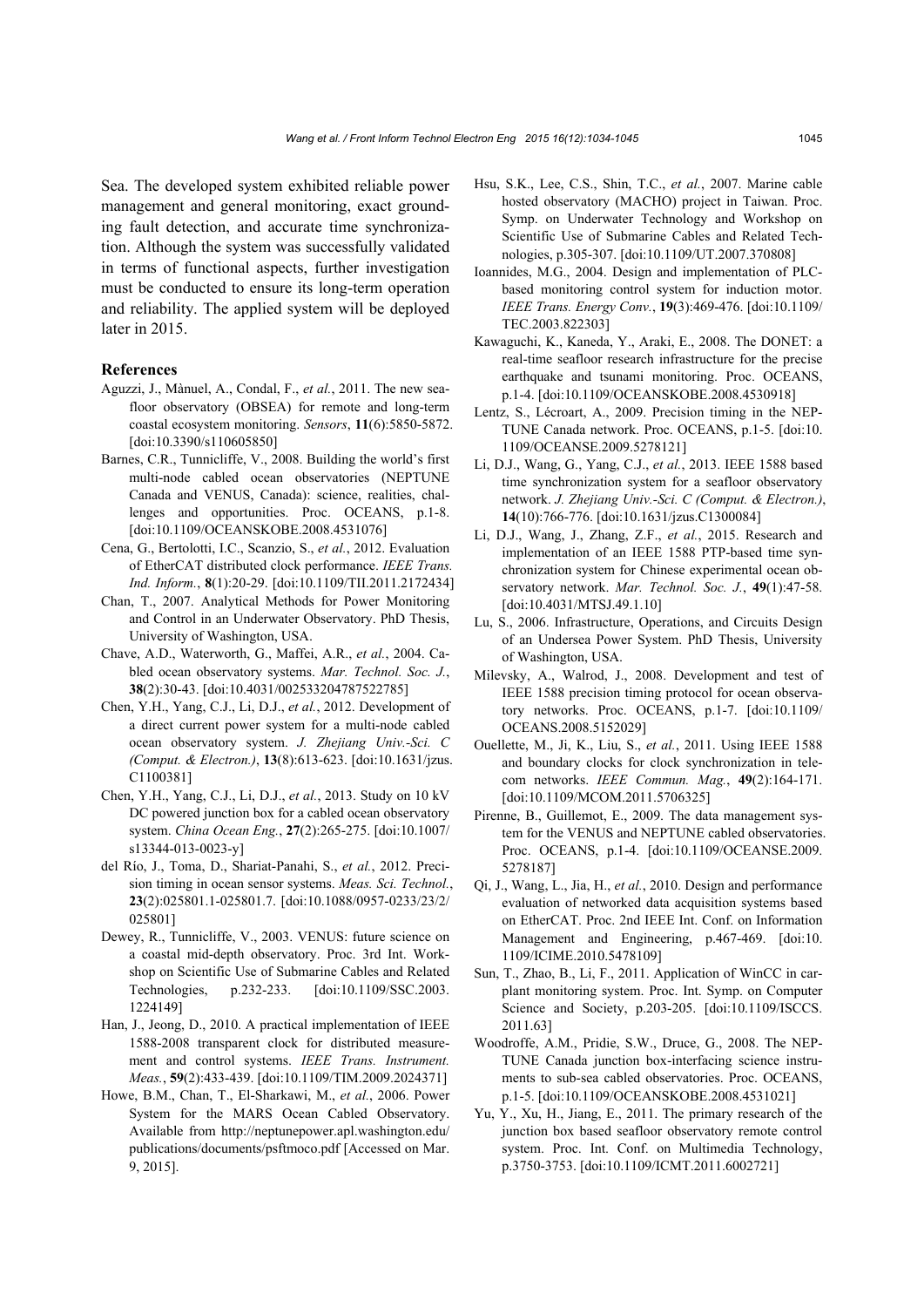Sea. The developed system exhibited reliable power management and general monitoring, exact grounding fault detection, and accurate time synchronization. Although the system was successfully validated in terms of functional aspects, further investigation must be conducted to ensure its long-term operation and reliability. The applied system will be deployed later in 2015.

## References

Aguzzi, J., Mànuel, A., Condal, F., *et al.*, 2011. The new seafloor observatory (OBSEA) for remote and long-term coastal ecosystem monitoring. *Sensors*, **11**(6):5850-5872. [doi:10.3390/s110605850]

Barnes, C.R., Tunnicliffe, V., 2008. Building the world's first multi-node cabled ocean observatories (NEPTUNE Canada and VENUS, Canada): science, realities, challenges and opportunities. Proc. OCEANS, p.1-8. [doi:10.1109/OCEANSKOBE.2008.4531076]

Cena, G., Bertolotti, I.C., Scanzio, S., *et al.*, 2012. Evaluation of EtherCAT distributed clock performance. *IEEE Trans. Ind. Inform.*, **8**(1):20-29. [doi:10.1109/TII.2011.2172434]

Chan, T., 2007. Analytical Methods for Power Monitoring and Control in an Underwater Observatory. PhD Thesis, University of Washington, USA.

Chave, A.D., Waterworth, G., Maffei, A.R., *et al.*, 2004. Cabled ocean observatory systems. *Mar. Technol. Soc. J.*, **38**(2):30-43. [doi:10.4031/002533204787522785]

Chen, Y.H., Yang, C.J., Li, D.J., *et al.*, 2012. Development of a direct current power system for a multi-node cabled ocean observatory system. *J. Zhejiang Univ.-Sci. C (Comput. & Electron.)*, **13**(8):613-623. [doi:10.1631/jzus.C1100381]

Chen, Y.H., Yang, C.J., Li, D.J., *et al.*, 2013. Study on 10 kV DC powered junction box for a cabled ocean observatory system. *China Ocean Eng.*, **27**(2):265-275. [doi:10.1007/s13344-013-0023-y]

del Río, J., Toma, D., Shariat-Panahi, S., *et al.*, 2012. Precision timing in ocean sensor systems. *Meas. Sci. Technol.*, **23**(2):025801.1-025801.7. [doi:10.1088/0957-0233/23/2/025801]

Dewey, R., Tunnicliffe, V., 2003. VENUS: future science on a coastal mid-depth observatory. Proc. 3rd Int. Workshop on Scientific Use of Submarine Cables and Related Technologies, p.232-233. [doi:10.1109/SSC.2003.1224149]

Han, J., Jeong, D., 2010. A practical implementation of IEEE 1588-2008 transparent clock for distributed measurement and control systems. *IEEE Trans. Instrument. Meas.*, **59**(2):433-439. [doi:10.1109/TIM.2009.2024371]

Howe, B.M., Chan, T., El-Sharkawi, M., *et al.*, 2006. Power System for the MARS Ocean Cabled Observatory. Available from http://neptunepower.apl.washington.edu/publications/documents/psftmoco.pdf [Accessed on Mar. 9, 2015].

Hsu, S.K., Lee, C.S., Shin, T.C., *et al.*, 2007. Marine cable hosted observatory (MACHO) project in Taiwan. Proc. Symp. on Underwater Technology and Workshop on Scientific Use of Submarine Cables and Related Technologies, p.305-307. [doi:10.1109/UT.2007.370808]

Ioannides, M.G., 2004. Design and implementation of PLC-based monitoring control system for induction motor. *IEEE Trans. Energy Conv.*, **19**(3):469-476. [doi:10.1109/TEC.2003.822303]

Kawaguchi, K., Kaneda, Y., Araki, E., 2008. The DONET: a real-time seafloor research infrastructure for the precise earthquake and tsunami monitoring. Proc. OCEANS, p.1-4. [doi:10.1109/OCEANSKOBE.2008.4530918]

Lentz, S., Lécroart, A., 2009. Precision timing in the NEPTUNE Canada network. Proc. OCEANS, p.1-5. [doi:10.1109/OCEANSE.2009.5278121]

Li, D.J., Wang, G., Yang, C.J., *et al.*, 2013. IEEE 1588 based time synchronization system for a seafloor observatory network. *J. Zhejiang Univ.-Sci. C (Comput. & Electron.)*, **14**(10):766-776. [doi:10.1631/jzus.C1300084]

Li, D.J., Wang, J., Zhang, Z.F., *et al.*, 2015. Research and implementation of an IEEE 1588 PTP-based time synchronization system for Chinese experimental ocean observatory network. *Mar. Technol. Soc. J.*, **49**(1):47-58. [doi:10.4031/MTSJ.49.1.10]

Lu, S., 2006. Infrastructure, Operations, and Circuits Design of an Undersea Power System. PhD Thesis, University of Washington, USA.

Milevsky, A., Walrod, J., 2008. Development and test of IEEE 1588 precision timing protocol for ocean observatory networks. Proc. OCEANS, p.1-7. [doi:10.1109/OCEANS.2008.5152029]

Ouellette, M., Ji, K., Liu, S., *et al.*, 2011. Using IEEE 1588 and boundary clocks for clock synchronization in telecom networks. *IEEE Commun. Mag.*, **49**(2):164-171. [doi:10.1109/MCOM.2011.5706325]

Pirenne, B., Guillemot, E., 2009. The data management system for the VENUS and NEPTUNE cabled observatories. Proc. OCEANS, p.1-4. [doi:10.1109/OCEANSE.2009.5278187]

Qi, J., Wang, L., Jia, H., *et al.*, 2010. Design and performance evaluation of networked data acquisition systems based on EtherCAT. Proc. 2nd IEEE Int. Conf. on Information Management and Engineering, p.467-469. [doi:10.1109/ICIME.2010.5478109]

Sun, T., Zhao, B., Li, F., 2011. Application of WinCC in carplant monitoring system. Proc. Int. Symp. on Computer Science and Society, p.203-205. [doi:10.1109/ISCCS.2011.63]

Woodroffe, A.M., Pridie, S.W., Druce, G., 2008. The NEPTUNE Canada junction box-interfacing science instruments to sub-sea cabled observatories. Proc. OCEANS, p.1-5. [doi:10.1109/OCEANSKOBE.2008.4531021]

Yu, Y., Xu, H., Jiang, E., 2011. The primary research of the junction box based seafloor observatory remote control system. Proc. Int. Conf. on Multimedia Technology, p.3750-3753. [doi:10.1109/ICMT.2011.6002721]